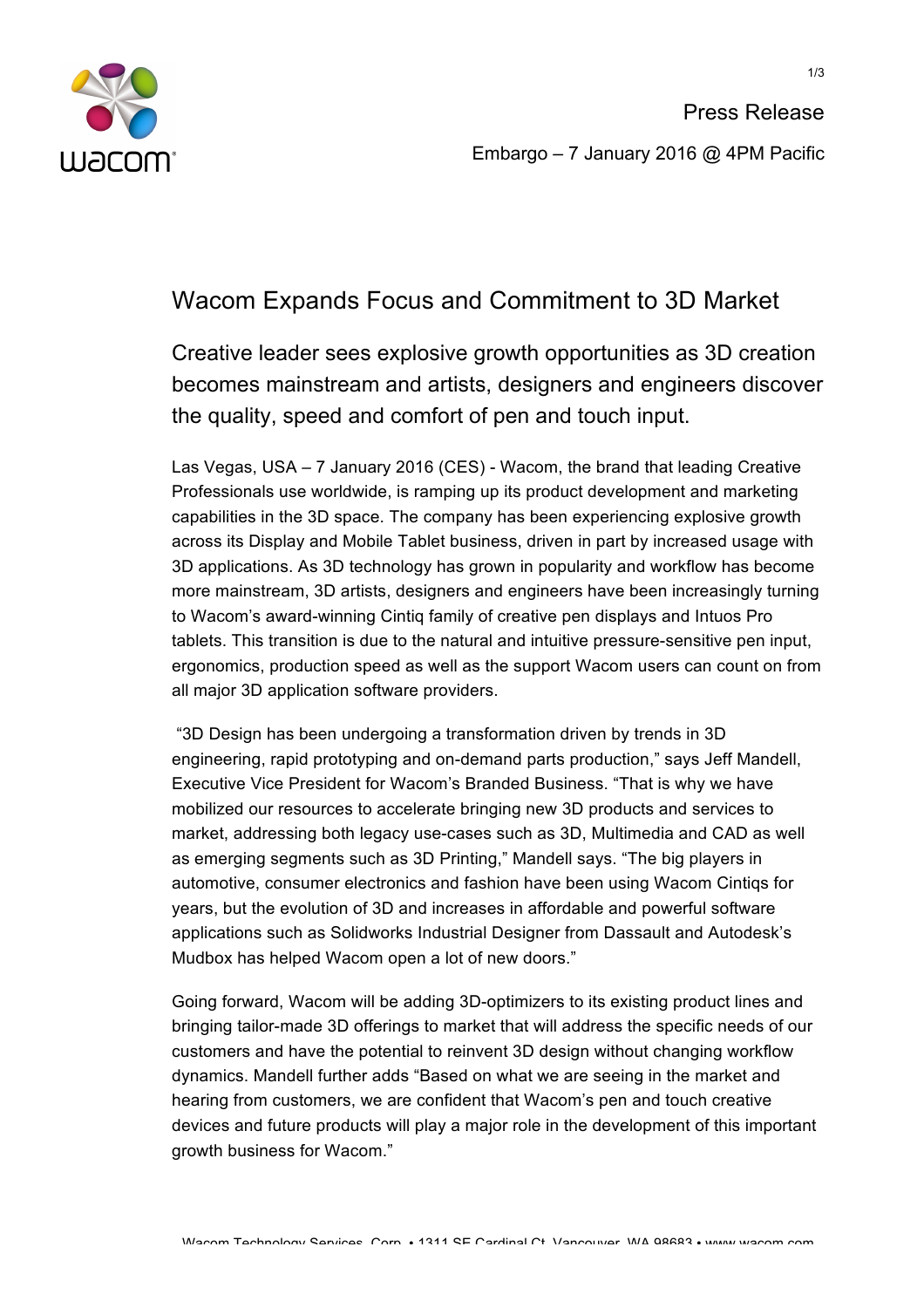Press Release

Embargo – 7 January 2016 @ 4PM Pacific

# Wacom Expands Focus and Commitment to 3D Market

## Creative leader sees explosive growth opportunities as 3D creation becomes mainstream and artists, designers and engineers discover the quality, speed and comfort of pen and touch input.

Las Vegas, USA – 7 January 2016 (CES) - Wacom, the brand that leading Creative Professionals use worldwide, is ramping up its product development and marketing capabilities in the 3D space. The company has been experiencing explosive growth across its Display and Mobile Tablet business, driven in part by increased usage with 3D applications. As 3D technology has grown in popularity and workflow has become more mainstream, 3D artists, designers and engineers have been increasingly turning to Wacom's award-winning Cintiq family of creative pen displays and Intuos Pro tablets. This transition is due to the natural and intuitive pressure-sensitive pen input, ergonomics, production speed as well as the support Wacom users can count on from all major 3D application software providers.

"3D Design has been undergoing a transformation driven by trends in 3D engineering, rapid prototyping and on-demand parts production," says Jeff Mandell, Executive Vice President for Wacom's Branded Business. "That is why we have mobilized our resources to accelerate bringing new 3D products and services to market, addressing both legacy use-cases such as 3D, Multimedia and CAD as well as emerging segments such as 3D Printing," Mandell says. "The big players in automotive, consumer electronics and fashion have been using Wacom Cintiqs for years, but the evolution of 3D and increases in affordable and powerful software applications such as Solidworks Industrial Designer from Dassault and Autodesk's Mudbox has helped Wacom open a lot of new doors."

Going forward, Wacom will be adding 3D-optimizers to its existing product lines and bringing tailor-made 3D offerings to market that will address the specific needs of our customers and have the potential to reinvent 3D design without changing workflow dynamics. Mandell further adds "Based on what we are seeing in the market and hearing from customers, we are confident that Wacom's pen and touch creative devices and future products will play a major role in the development of this important growth business for Wacom."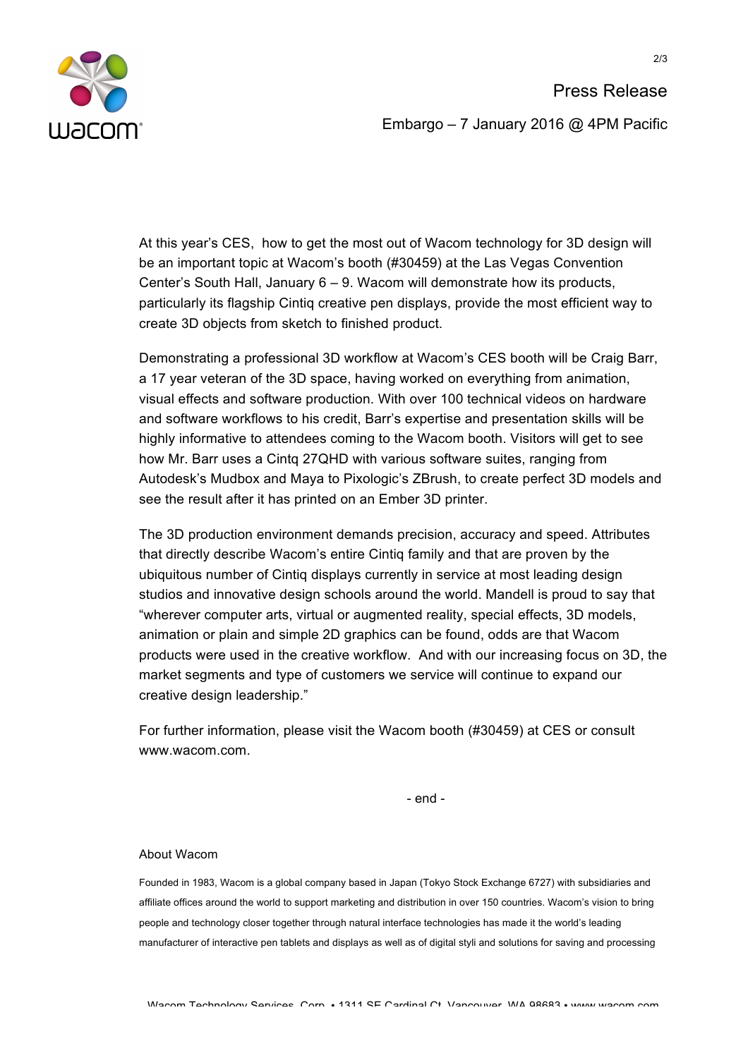At this year's CES, how to get the most out of Wacom technology for 3D design will be an important topic at Wacom's booth (#30459) at the Las Vegas Convention Center's South Hall, January 6 – 9. Wacom will demonstrate how its products, particularly its flagship Cintiq creative pen displays, provide the most efficient way to create 3D objects from sketch to finished product.

Demonstrating a professional 3D workflow at Wacom's CES booth will be Craig Barr, a 17 year veteran of the 3D space, having worked on everything from animation, visual effects and software production. With over 100 technical videos on hardware and software workflows to his credit, Barr's expertise and presentation skills will be highly informative to attendees coming to the Wacom booth. Visitors will get to see how Mr. Barr uses a Cintiq 27QHD with various software suites, ranging from Autodesk's Mudbox and Maya to Pixologic's ZBrush, to create perfect 3D models and see the result after it has printed on an Ember 3D printer.

The 3D production environment demands precision, accuracy and speed. Attributes that directly describe Wacom's entire Cintiq family and that are proven by the ubiquitous number of Cintiq displays currently in service at most leading design studios and innovative design schools around the world. Mandell is proud to say that "wherever computer arts, virtual or augmented reality, special effects, 3D models, animation or plain and simple 2D graphics can be found, odds are that Wacom products were used in the creative workflow. And with our increasing focus on 3D, the market segments and type of customers we service will continue to expand our creative design leadership."

For further information, please visit the Wacom booth (#30459) at CES or consult www.wacom.com.

- end -

About Wacom

Founded in 1983, Wacom is a global company based in Japan (Tokyo Stock Exchange 6727) with subsidiaries and affiliate offices around the world to support marketing and distribution in over 150 countries. Wacom's vision to bring people and technology closer together through natural interface technologies has made it the world's leading manufacturer of interactive pen tablets and displays as well as of digital styli and solutions for saving and processing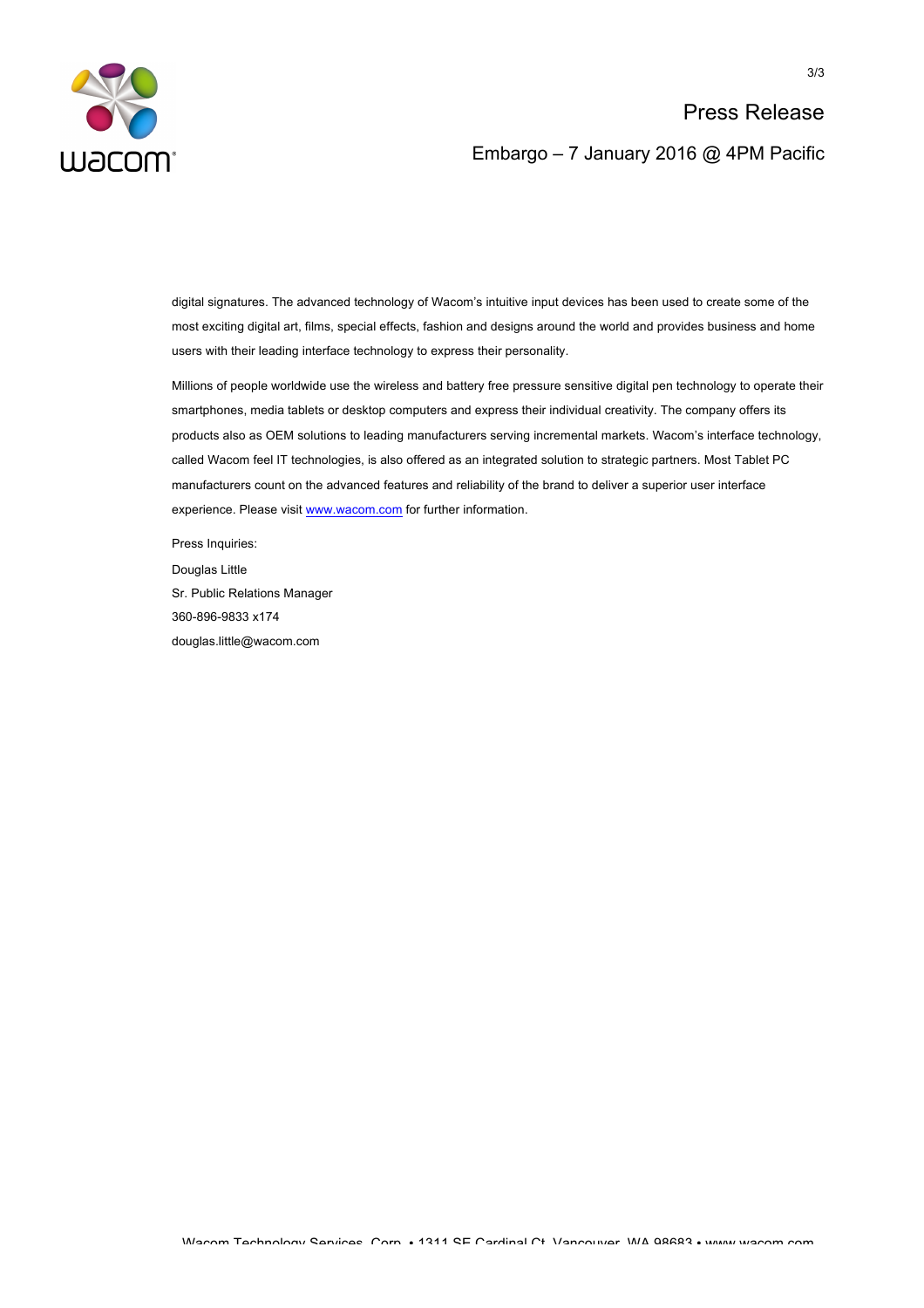digital signatures. The advanced technology of Wacom's intuitive input devices has been used to create some of the most exciting digital art, films, special effects, fashion and designs around the world and provides business and home users with their leading interface technology to express their personality.

Millions of people worldwide use the wireless and battery free pressure sensitive digital pen technology to operate their smartphones, media tablets or desktop computers and express their individual creativity. The company offers its products also as OEM solutions to leading manufacturers serving incremental markets. Wacom's interface technology, called Wacom feel IT technologies, is also offered as an integrated solution to strategic partners. Most Tablet PC manufacturers count on the advanced features and reliability of the brand to deliver a superior user interface experience. Please visit www.wacom.com for further information.

Press Inquiries:

Douglas Little

Sr. Public Relations Manager

360-896-9833 x174

douglas.little@wacom.com